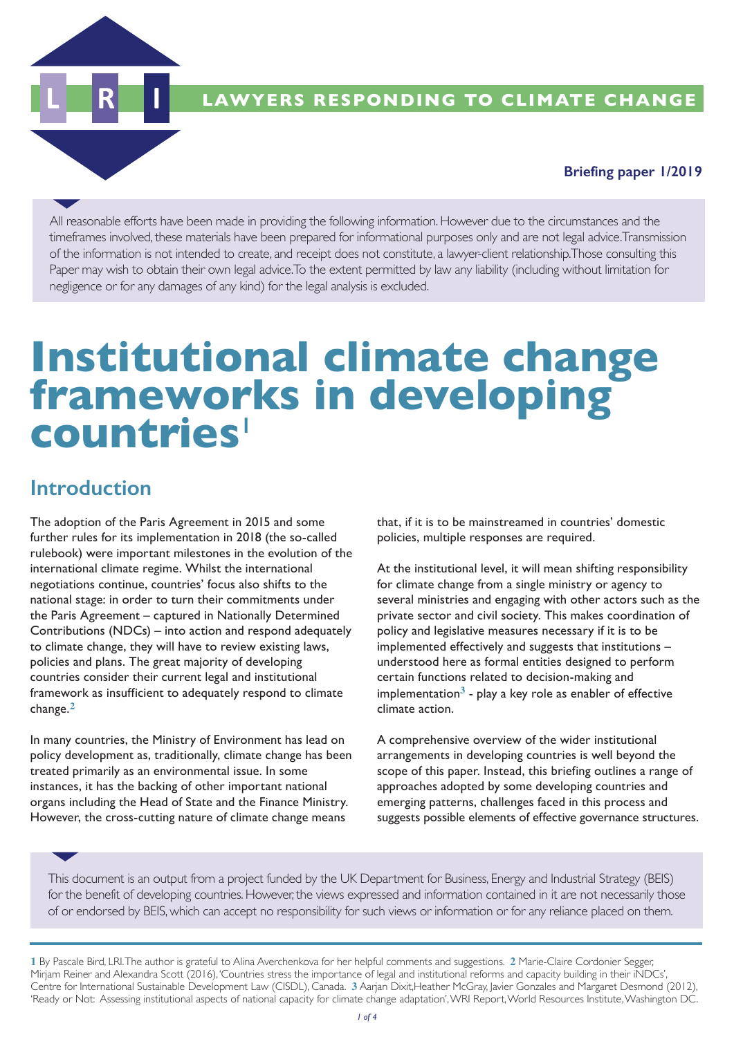L R I **LAWYERS RESPONDING TO CLIMATE CHANGE**

**Briefing paper 1/2019**

All reasonable efforts have been made in providing the following information. However due to the circumstances and the timeframes involved, these materials have been prepared for informational purposes only and are not legal advice. Transmission of the information is not intended to create, and receipt does not constitute, a lawyer-client relationship. Those consulting this Paper may wish to obtain their own legal advice. To the extent permitted by law any liability (including without limitation for negligence or for any damages of any kind) for the legal analysis is excluded.

# Institutional climate change frameworks in developing countries[1]

## Introduction

The adoption of the Paris Agreement in 2015 and some further rules for its implementation in 2018 (the so-called rulebook) were important milestones in the evolution of the international climate regime. Whilst the international negotiations continue, countries' focus also shifts to the national stage: in order to turn their commitments under the Paris Agreement – captured in Nationally Determined Contributions (NDCs) – into action and respond adequately to climate change, they will have to review existing laws, policies and plans. The great majority of developing countries consider their current legal and institutional framework as insufficient to adequately respond to climate change.[2]

In many countries, the Ministry of Environment has lead on policy development as, traditionally, climate change has been treated primarily as an environmental issue. In some instances, it has the backing of other important national organs including the Head of State and the Finance Ministry. However, the cross-cutting nature of climate change means that, if it is to be mainstreamed in countries' domestic policies, multiple responses are required.

At the institutional level, it will mean shifting responsibility for climate change from a single ministry or agency to several ministries and engaging with other actors such as the private sector and civil society. This makes coordination of policy and legislative measures necessary if it is to be implemented effectively and suggests that institutions – understood here as formal entities designed to perform certain functions related to decision-making and implementation[3] - play a key role as enabler of effective climate action.

A comprehensive overview of the wider institutional arrangements in developing countries is well beyond the scope of this paper. Instead, this briefing outlines a range of approaches adopted by some developing countries and emerging patterns, challenges faced in this process and suggests possible elements of effective governance structures.

This document is an output from a project funded by the UK Department for Business, Energy and Industrial Strategy (BEIS) for the benefit of developing countries. However, the views expressed and information contained in it are not necessarily those of or endorsed by BEIS, which can accept no responsibility for such views or information or for any reliance placed on them.

---

**1** By Pascale Bird, LRI. The author is grateful to Alina Averchenkova for her helpful comments and suggestions. **2** Marie-Claire Cordonier Segger, Mirjam Reiner and Alexandra Scott (2016), 'Countries stress the importance of legal and institutional reforms and capacity building in their iNDCs', Centre for International Sustainable Development Law (CISDL), Canada. **3** Aarjan Dixit, Heather McGray, Javier Gonzales and Margaret Desmond (2012), 'Ready or Not: Assessing institutional aspects of national capacity for climate change adaptation', WRI Report, World Resources Institute, Washington DC.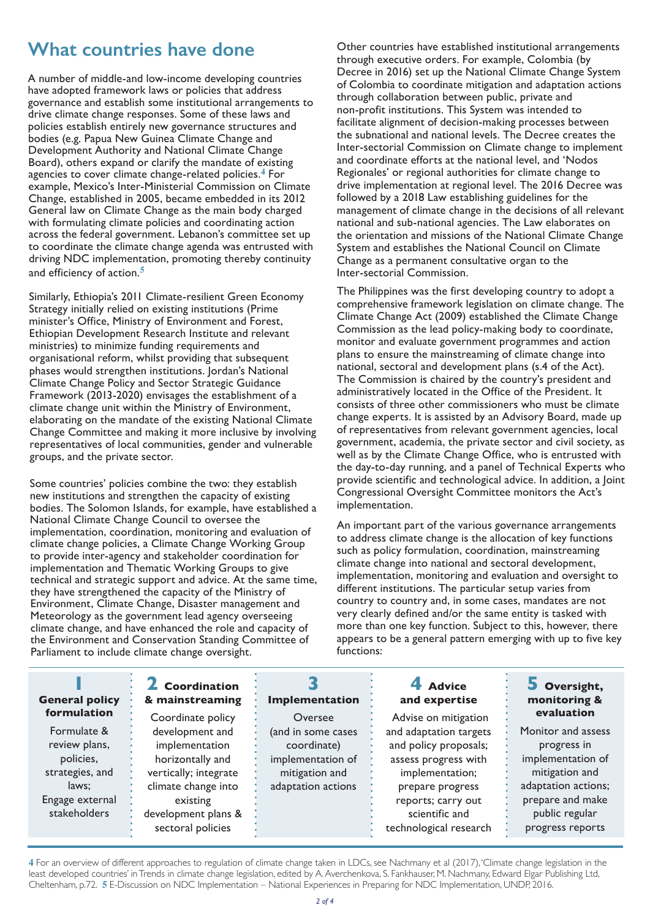## What countries have done

A number of middle-and low-income developing countries have adopted framework laws or policies that address governance and establish some institutional arrangements to drive climate change responses. Some of these laws and policies establish entirely new governance structures and bodies (e.g. Papua New Guinea Climate Change and Development Authority and National Climate Change Board), others expand or clarify the mandate of existing agencies to cover climate change-related policies.[4] For example, Mexico's Inter-Ministerial Commission on Climate Change, established in 2005, became embedded in its 2012 General law on Climate Change as the main body charged with formulating climate policies and coordinating action across the federal government. Lebanon's committee set up to coordinate the climate change agenda was entrusted with driving NDC implementation, promoting thereby continuity and efficiency of action.[5]

Similarly, Ethiopia's 2011 Climate-resilient Green Economy Strategy initially relied on existing institutions (Prime minister's Office, Ministry of Environment and Forest, Ethiopian Development Research Institute and relevant ministries) to minimize funding requirements and organisational reform, whilst providing that subsequent phases would strengthen institutions. Jordan's National Climate Change Policy and Sector Strategic Guidance Framework (2013-2020) envisages the establishment of a climate change unit within the Ministry of Environment, elaborating on the mandate of the existing National Climate Change Committee and making it more inclusive by involving representatives of local communities, gender and vulnerable groups, and the private sector.

Some countries' policies combine the two: they establish new institutions and strengthen the capacity of existing bodies. The Solomon Islands, for example, have established a National Climate Change Council to oversee the implementation, coordination, monitoring and evaluation of climate change policies, a Climate Change Working Group to provide inter-agency and stakeholder coordination for implementation and Thematic Working Groups to give technical and strategic support and advice. At the same time, they have strengthened the capacity of the Ministry of Environment, Climate Change, Disaster management and Meteorology as the government lead agency overseeing climate change, and have enhanced the role and capacity of the Environment and Conservation Standing Committee of Parliament to include climate change oversight.

Other countries have established institutional arrangements through executive orders. For example, Colombia (by Decree in 2016) set up the National Climate Change System of Colombia to coordinate mitigation and adaptation actions through collaboration between public, private and non-profit institutions. This System was intended to facilitate alignment of decision-making processes between the subnational and national levels. The Decree creates the Inter-sectorial Commission on Climate change to implement and coordinate efforts at the national level, and 'Nodos Regionales' or regional authorities for climate change to drive implementation at regional level. The 2016 Decree was followed by a 2018 Law establishing guidelines for the management of climate change in the decisions of all relevant national and sub-national agencies. The Law elaborates on the orientation and missions of the National Climate Change System and establishes the National Council on Climate Change as a permanent consultative organ to the Inter-sectorial Commission.

The Philippines was the first developing country to adopt a comprehensive framework legislation on climate change. The Climate Change Act (2009) established the Climate Change Commission as the lead policy-making body to coordinate, monitor and evaluate government programmes and action plans to ensure the mainstreaming of climate change into national, sectoral and development plans (s.4 of the Act). The Commission is chaired by the country's president and administratively located in the Office of the President. It consists of three other commissioners who must be climate change experts. It is assisted by an Advisory Board, made up of representatives from relevant government agencies, local government, academia, the private sector and civil society, as well as by the Climate Change Office, who is entrusted with the day-to-day running, and a panel of Technical Experts who provide scientific and technological advice. In addition, a Joint Congressional Oversight Committee monitors the Act's implementation.

An important part of the various governance arrangements to address climate change is the allocation of key functions such as policy formulation, coordination, mainstreaming climate change into national and sectoral development, implementation, monitoring and evaluation and oversight to different institutions. The particular setup varies from country to country and, in some cases, mandates are not very clearly defined and/or the same entity is tasked with more than one key function. Subject to this, however, there appears to be a general pattern emerging with up to five key functions:

| 1 General policy formulation | 2 Coordination & mainstreaming | 3 Implementation | 4 Advice and expertise | 5 Oversight, monitoring & evaluation |
|---|---|---|---|---|
| Formulate & review plans, policies, strategies, and laws; Engage external stakeholders | Coordinate policy development and implementation horizontally and vertically; integrate climate change into existing development plans & sectoral policies | Oversee (and in some cases coordinate) implementation of mitigation and adaptation actions | Advise on mitigation and adaptation targets and policy proposals; assess progress with implementation; prepare progress reports; carry out scientific and technological research | Monitor and assess progress in implementation of mitigation and adaptation actions; prepare and make public regular progress reports |

[4] For an overview of different approaches to regulation of climate change taken in LDCs, see Nachmany et al (2017), 'Climate change legislation in the least developed countries' in Trends in climate change legislation, edited by A. Averchenkova, S. Fankhauser, M. Nachmany, Edward Elgar Publishing Ltd, Cheltenham, p.72. [5] E-Discussion on NDC Implementation – National Experiences in Preparing for NDC Implementation, UNDP, 2016.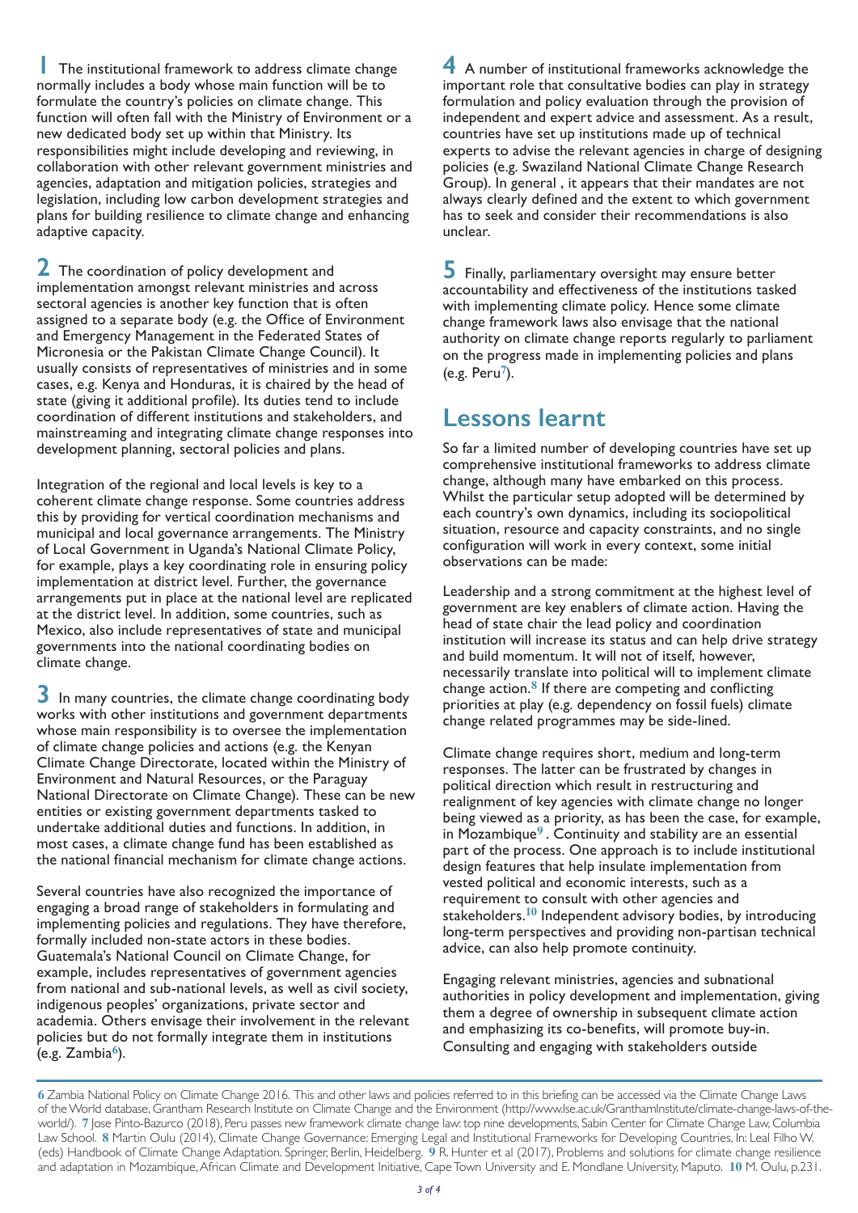**1** The institutional framework to address climate change normally includes a body whose main function will be to formulate the country's policies on climate change. This function will often fall with the Ministry of Environment or a new dedicated body set up within that Ministry. Its responsibilities might include developing and reviewing, in collaboration with other relevant government ministries and agencies, adaptation and mitigation policies, strategies and legislation, including low carbon development strategies and plans for building resilience to climate change and enhancing adaptive capacity.

**2** The coordination of policy development and implementation amongst relevant ministries and across sectoral agencies is another key function that is often assigned to a separate body (e.g. the Office of Environment and Emergency Management in the Federated States of Micronesia or the Pakistan Climate Change Council). It usually consists of representatives of ministries and in some cases, e.g. Kenya and Honduras, it is chaired by the head of state (giving it additional profile). Its duties tend to include coordination of different institutions and stakeholders, and mainstreaming and integrating climate change responses into development planning, sectoral policies and plans.

Integration of the regional and local levels is key to a coherent climate change response. Some countries address this by providing for vertical coordination mechanisms and municipal and local governance arrangements. The Ministry of Local Government in Uganda's National Climate Policy, for example, plays a key coordinating role in ensuring policy implementation at district level. Further, the governance arrangements put in place at the national level are replicated at the district level. In addition, some countries, such as Mexico, also include representatives of state and municipal governments into the national coordinating bodies on climate change.

**3** In many countries, the climate change coordinating body works with other institutions and government departments whose main responsibility is to oversee the implementation of climate change policies and actions (e.g. the Kenyan Climate Change Directorate, located within the Ministry of Environment and Natural Resources, or the Paraguay National Directorate on Climate Change). These can be new entities or existing government departments tasked to undertake additional duties and functions. In addition, in most cases, a climate change fund has been established as the national financial mechanism for climate change actions.

Several countries have also recognized the importance of engaging a broad range of stakeholders in formulating and implementing policies and regulations. They have therefore, formally included non-state actors in these bodies. Guatemala's National Council on Climate Change, for example, includes representatives of government agencies from national and sub-national levels, as well as civil society, indigenous peoples' organizations, private sector and academia. Others envisage their involvement in the relevant policies but do not formally integrate them in institutions (e.g. Zambia[6]).

**4** A number of institutional frameworks acknowledge the important role that consultative bodies can play in strategy formulation and policy evaluation through the provision of independent and expert advice and assessment. As a result, countries have set up institutions made up of technical experts to advise the relevant agencies in charge of designing policies (e.g. Swaziland National Climate Change Research Group). In general , it appears that their mandates are not always clearly defined and the extent to which government has to seek and consider their recommendations is also unclear.

**5** Finally, parliamentary oversight may ensure better accountability and effectiveness of the institutions tasked with implementing climate policy. Hence some climate change framework laws also envisage that the national authority on climate change reports regularly to parliament on the progress made in implementing policies and plans (e.g. Peru[7]).

## Lessons learnt

So far a limited number of developing countries have set up comprehensive institutional frameworks to address climate change, although many have embarked on this process. Whilst the particular setup adopted will be determined by each country's own dynamics, including its sociopolitical situation, resource and capacity constraints, and no single configuration will work in every context, some initial observations can be made:

Leadership and a strong commitment at the highest level of government are key enablers of climate action. Having the head of state chair the lead policy and coordination institution will increase its status and can help drive strategy and build momentum. It will not of itself, however, necessarily translate into political will to implement climate change action.[8] If there are competing and conflicting priorities at play (e.g. dependency on fossil fuels) climate change related programmes may be side-lined.

Climate change requires short, medium and long-term responses. The latter can be frustrated by changes in political direction which result in restructuring and realignment of key agencies with climate change no longer being viewed as a priority, as has been the case, for example, in Mozambique[9]. Continuity and stability are an essential part of the process. One approach is to include institutional design features that help insulate implementation from vested political and economic interests, such as a requirement to consult with other agencies and stakeholders.[10] Independent advisory bodies, by introducing long-term perspectives and providing non-partisan technical advice, can also help promote continuity.

Engaging relevant ministries, agencies and subnational authorities in policy development and implementation, giving them a degree of ownership in subsequent climate action and emphasizing its co-benefits, will promote buy-in. Consulting and engaging with stakeholders outside

---

6 Zambia National Policy on Climate Change 2016. This and other laws and policies referred to in this briefing can be accessed via the Climate Change Laws of the World database, Grantham Research Institute on Climate Change and the Environment (http://www.lse.ac.uk/GranthamInstitute/climate-change-laws-of-the-world/). 7 Jose Pinto-Bazurco (2018), Peru passes new framework climate change law: top nine developments, Sabin Center for Climate Change Law, Columbia Law School. 8 Martin Oulu (2014), Climate Change Governance: Emerging Legal and Institutional Frameworks for Developing Countries, In: Leal Filho W. (eds) Handbook of Climate Change Adaptation. Springer, Berlin, Heidelberg. 9 R. Hunter et al (2017), Problems and solutions for climate change resilience and adaptation in Mozambique, African Climate and Development Initiative, Cape Town University and E. Mondlane University, Maputo. 10 M. Oulu, p.231.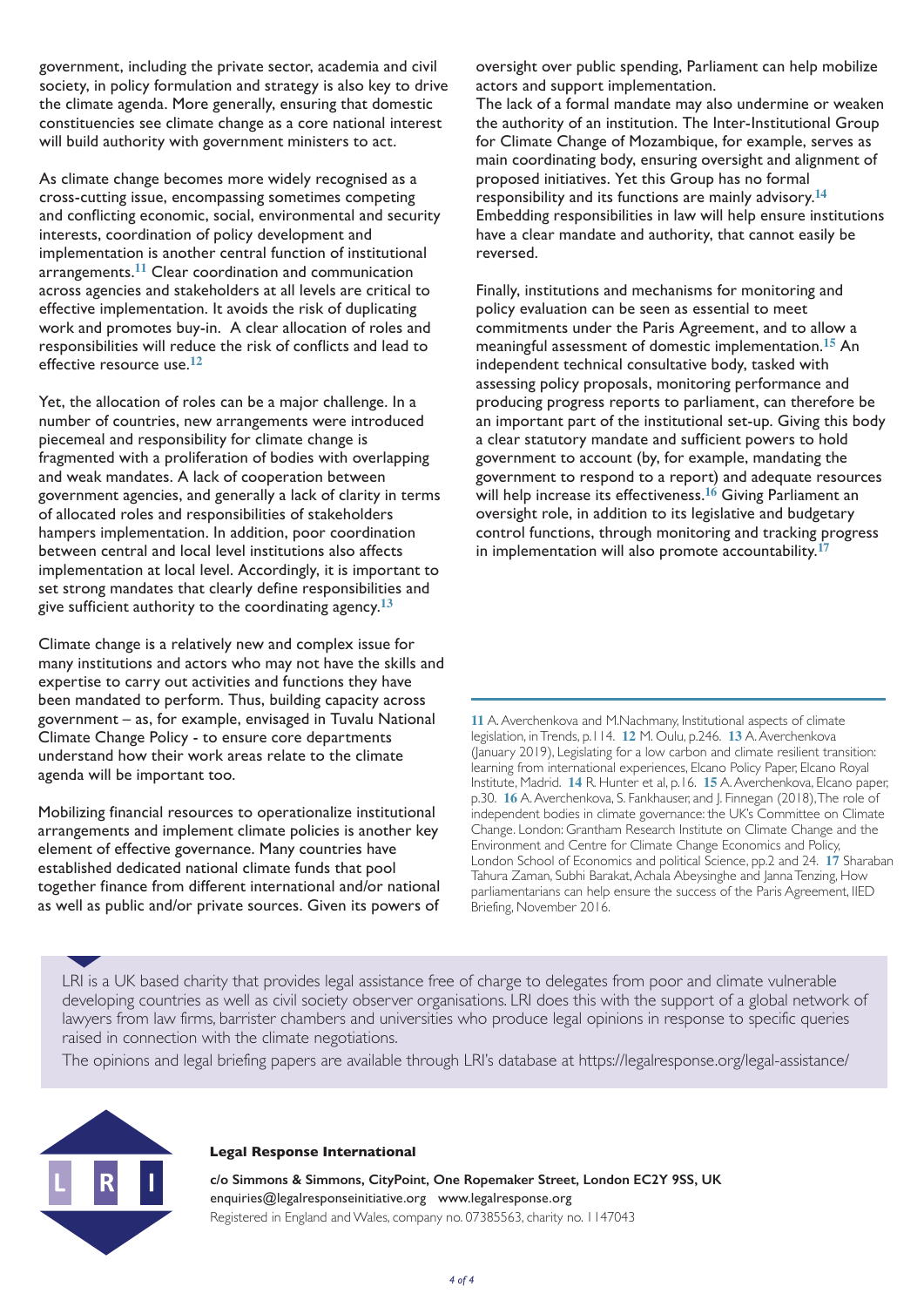government, including the private sector, academia and civil society, in policy formulation and strategy is also key to drive the climate agenda. More generally, ensuring that domestic constituencies see climate change as a core national interest will build authority with government ministers to act.

As climate change becomes more widely recognised as a cross-cutting issue, encompassing sometimes competing and conflicting economic, social, environmental and security interests, coordination of policy development and implementation is another central function of institutional arrangements.[11] Clear coordination and communication across agencies and stakeholders at all levels are critical to effective implementation. It avoids the risk of duplicating work and promotes buy-in. A clear allocation of roles and responsibilities will reduce the risk of conflicts and lead to effective resource use.[12]

Yet, the allocation of roles can be a major challenge. In a number of countries, new arrangements were introduced piecemeal and responsibility for climate change is fragmented with a proliferation of bodies with overlapping and weak mandates. A lack of cooperation between government agencies, and generally a lack of clarity in terms of allocated roles and responsibilities of stakeholders hampers implementation. In addition, poor coordination between central and local level institutions also affects implementation at local level. Accordingly, it is important to set strong mandates that clearly define responsibilities and give sufficient authority to the coordinating agency.[13]

Climate change is a relatively new and complex issue for many institutions and actors who may not have the skills and expertise to carry out activities and functions they have been mandated to perform. Thus, building capacity across government – as, for example, envisaged in Tuvalu National Climate Change Policy - to ensure core departments understand how their work areas relate to the climate agenda will be important too.

Mobilizing financial resources to operationalize institutional arrangements and implement climate policies is another key element of effective governance. Many countries have established dedicated national climate funds that pool together finance from different international and/or national as well as public and/or private sources. Given its powers of oversight over public spending, Parliament can help mobilize actors and support implementation.

The lack of a formal mandate may also undermine or weaken the authority of an institution. The Inter-Institutional Group for Climate Change of Mozambique, for example, serves as main coordinating body, ensuring oversight and alignment of proposed initiatives. Yet this Group has no formal responsibility and its functions are mainly advisory.[14] Embedding responsibilities in law will help ensure institutions have a clear mandate and authority, that cannot easily be reversed.

Finally, institutions and mechanisms for monitoring and policy evaluation can be seen as essential to meet commitments under the Paris Agreement, and to allow a meaningful assessment of domestic implementation.[15] An independent technical consultative body, tasked with assessing policy proposals, monitoring performance and producing progress reports to parliament, can therefore be an important part of the institutional set-up. Giving this body a clear statutory mandate and sufficient powers to hold government to account (by, for example, mandating the government to respond to a report) and adequate resources will help increase its effectiveness.[16] Giving Parliament an oversight role, in addition to its legislative and budgetary control functions, through monitoring and tracking progress in implementation will also promote accountability.[17]

---

**11** A. Averchenkova and M.Nachmany, Institutional aspects of climate legislation, in Trends, p.114. **12** M. Oulu, p.246. **13** A. Averchenkova (January 2019), Legislating for a low carbon and climate resilient transition: learning from international experiences, Elcano Policy Paper, Elcano Royal Institute, Madrid. **14** R. Hunter et al, p.16. **15** A. Averchenkova, Elcano paper, p.30. **16** A. Averchenkova, S. Fankhauser, and J. Finnegan (2018), The role of independent bodies in climate governance: the UK's Committee on Climate Change. London: Grantham Research Institute on Climate Change and the Environment and Centre for Climate Change Economics and Policy, London School of Economics and political Science, pp.2 and 24. **17** Sharaban Tahura Zaman, Subhi Barakat, Achala Abeysinghe and Janna Tenzing, How parliamentarians can help ensure the success of the Paris Agreement, IIED Briefing, November 2016.

---

LRI is a UK based charity that provides legal assistance free of charge to delegates from poor and climate vulnerable developing countries as well as civil society observer organisations. LRI does this with the support of a global network of lawyers from law firms, barrister chambers and universities who produce legal opinions in response to specific queries raised in connection with the climate negotiations.

The opinions and legal briefing papers are available through LRI's database at https://legalresponse.org/legal-assistance/

L R I

**Legal Response International**

**c/o Simmons & Simmons, CityPoint, One Ropemaker Street, London EC2Y 9SS, UK**
enquiries@legalresponseinitiative.org www.legalresponse.org
Registered in England and Wales, company no. 07385563, charity no. 1147043